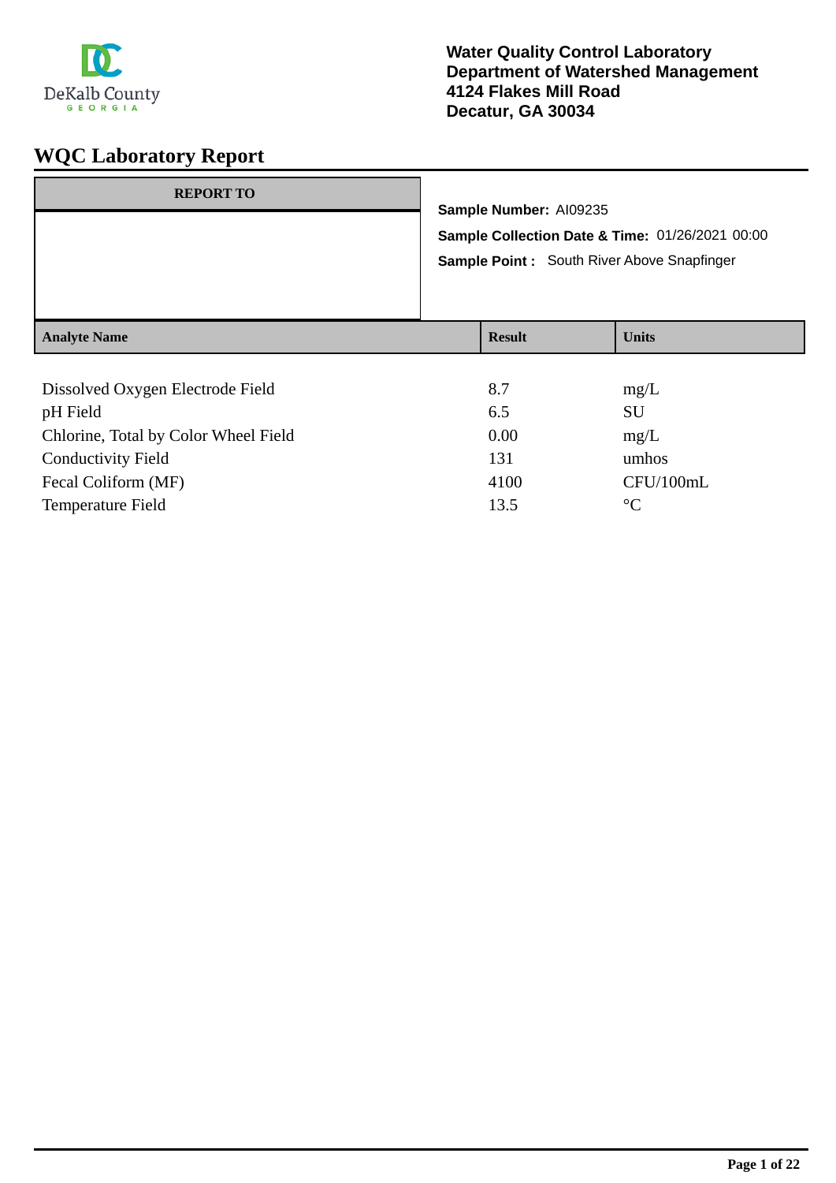DeKalb County
GEORGIA

**Water Quality Control Laboratory**
**Department of Watershed Management**
**4124 Flakes Mill Road**
**Decatur, GA 30034**

# WQC Laboratory Report

| REPORT TO |
| --- |
| |

**Sample Number:** AI09235

**Sample Collection Date & Time:** 01/26/2021 00:00

**Sample Point :** South River Above Snapfinger

| Analyte Name | Result | Units |
| --- | --- | --- |
| Dissolved Oxygen Electrode Field | 8.7 | mg/L |
| pH Field | 6.5 | SU |
| Chlorine, Total by Color Wheel Field | 0.00 | mg/L |
| Conductivity Field | 131 | umhos |
| Fecal Coliform (MF) | 4100 | CFU/100mL |
| Temperature Field | 13.5 | °C |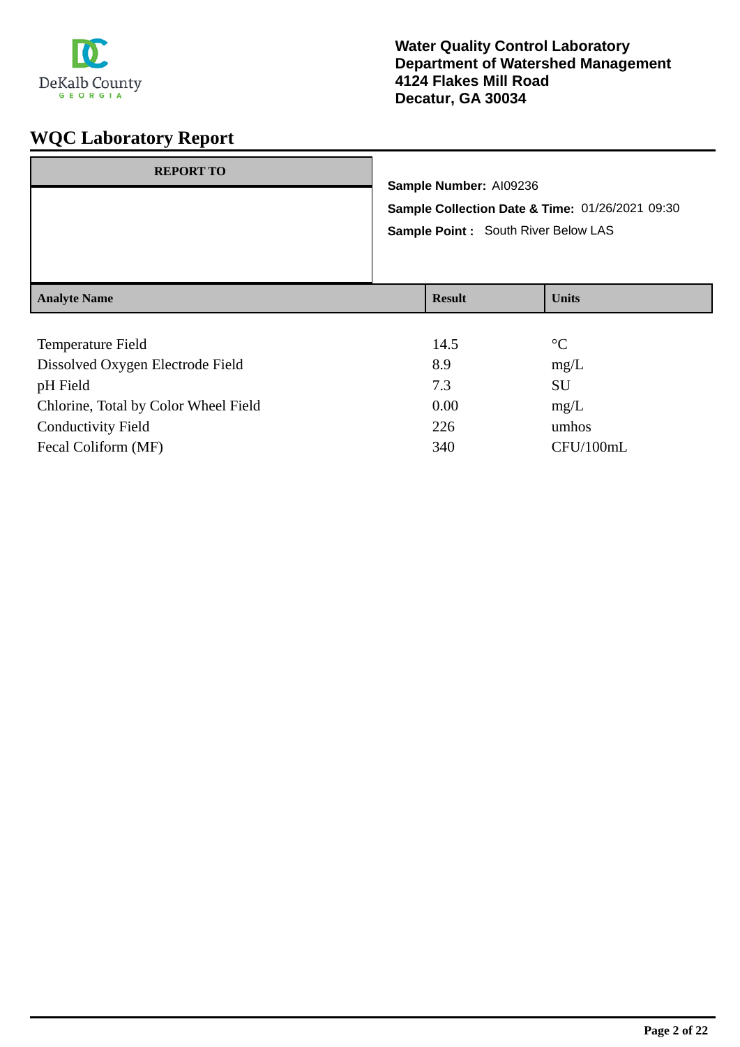**Water Quality Control Laboratory**
**Department of Watershed Management**
**4124 Flakes Mill Road**
**Decatur, GA 30034**

# WQC Laboratory Report

| REPORT TO |
|---|
| |

**Sample Number:** AI09236

**Sample Collection Date & Time:** 01/26/2021 09:30

**Sample Point :** South River Below LAS

| Analyte Name | Result | Units |
|---|---|---|
| Temperature Field | 14.5 | °C |
| Dissolved Oxygen Electrode Field | 8.9 | mg/L |
| pH Field | 7.3 | SU |
| Chlorine, Total by Color Wheel Field | 0.00 | mg/L |
| Conductivity Field | 226 | umhos |
| Fecal Coliform (MF) | 340 | CFU/100mL |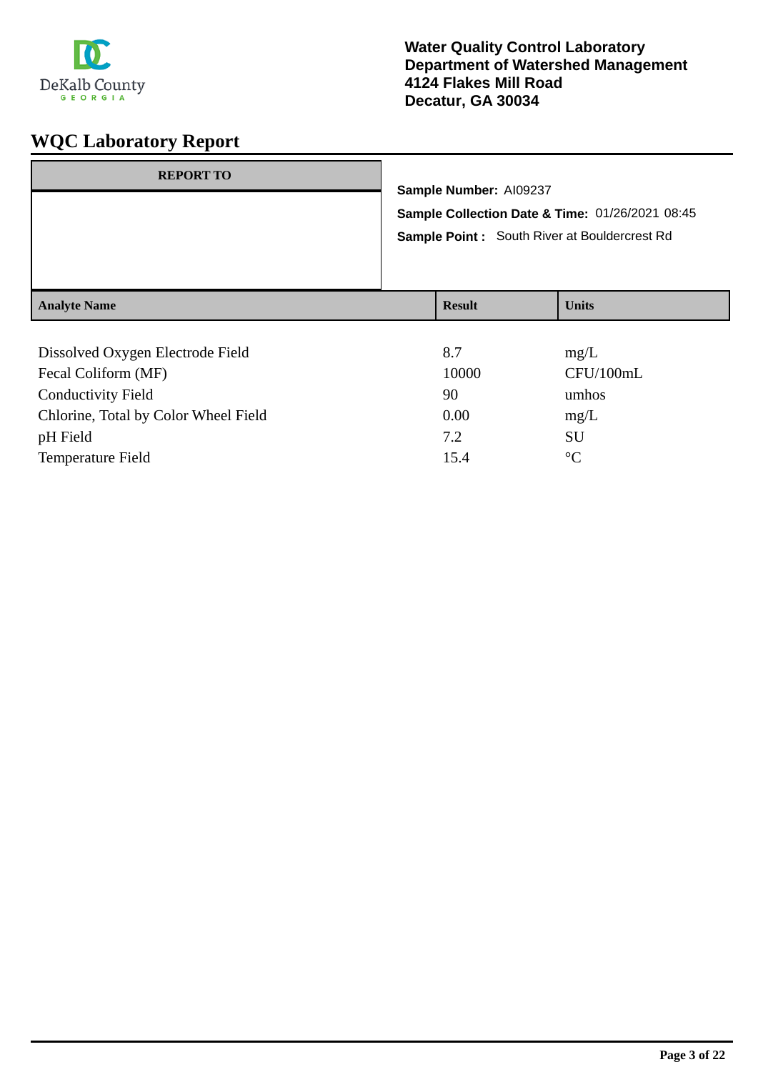**Water Quality Control Laboratory**
**Department of Watershed Management**
**4124 Flakes Mill Road**
**Decatur, GA 30034**

# WQC Laboratory Report

| REPORT TO |
| --- |
| |

**Sample Number:** AI09237

**Sample Collection Date & Time:** 01/26/2021 08:45

**Sample Point :** South River at Bouldercrest Rd

| Analyte Name | Result | Units |
| --- | --- | --- |
| Dissolved Oxygen Electrode Field | 8.7 | mg/L |
| Fecal Coliform (MF) | 10000 | CFU/100mL |
| Conductivity Field | 90 | umhos |
| Chlorine, Total by Color Wheel Field | 0.00 | mg/L |
| pH Field | 7.2 | SU |
| Temperature Field | 15.4 | °C |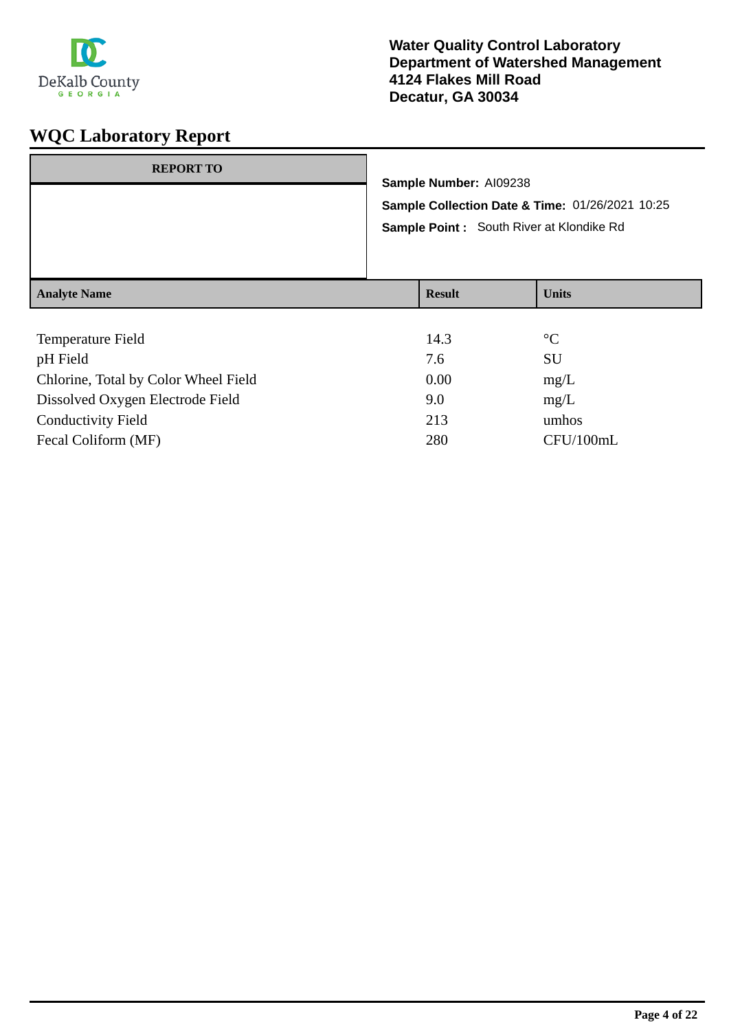DeKalb County
GEORGIA

**Water Quality Control Laboratory**
**Department of Watershed Management**
**4124 Flakes Mill Road**
**Decatur, GA 30034**

# WQC Laboratory Report

| REPORT TO |
| --- |
| |

**Sample Number:** AI09238

**Sample Collection Date & Time:** 01/26/2021 10:25

**Sample Point :** South River at Klondike Rd

| Analyte Name | Result | Units |
| --- | --- | --- |
| Temperature Field | 14.3 | °C |
| pH Field | 7.6 | SU |
| Chlorine, Total by Color Wheel Field | 0.00 | mg/L |
| Dissolved Oxygen Electrode Field | 9.0 | mg/L |
| Conductivity Field | 213 | umhos |
| Fecal Coliform (MF) | 280 | CFU/100mL |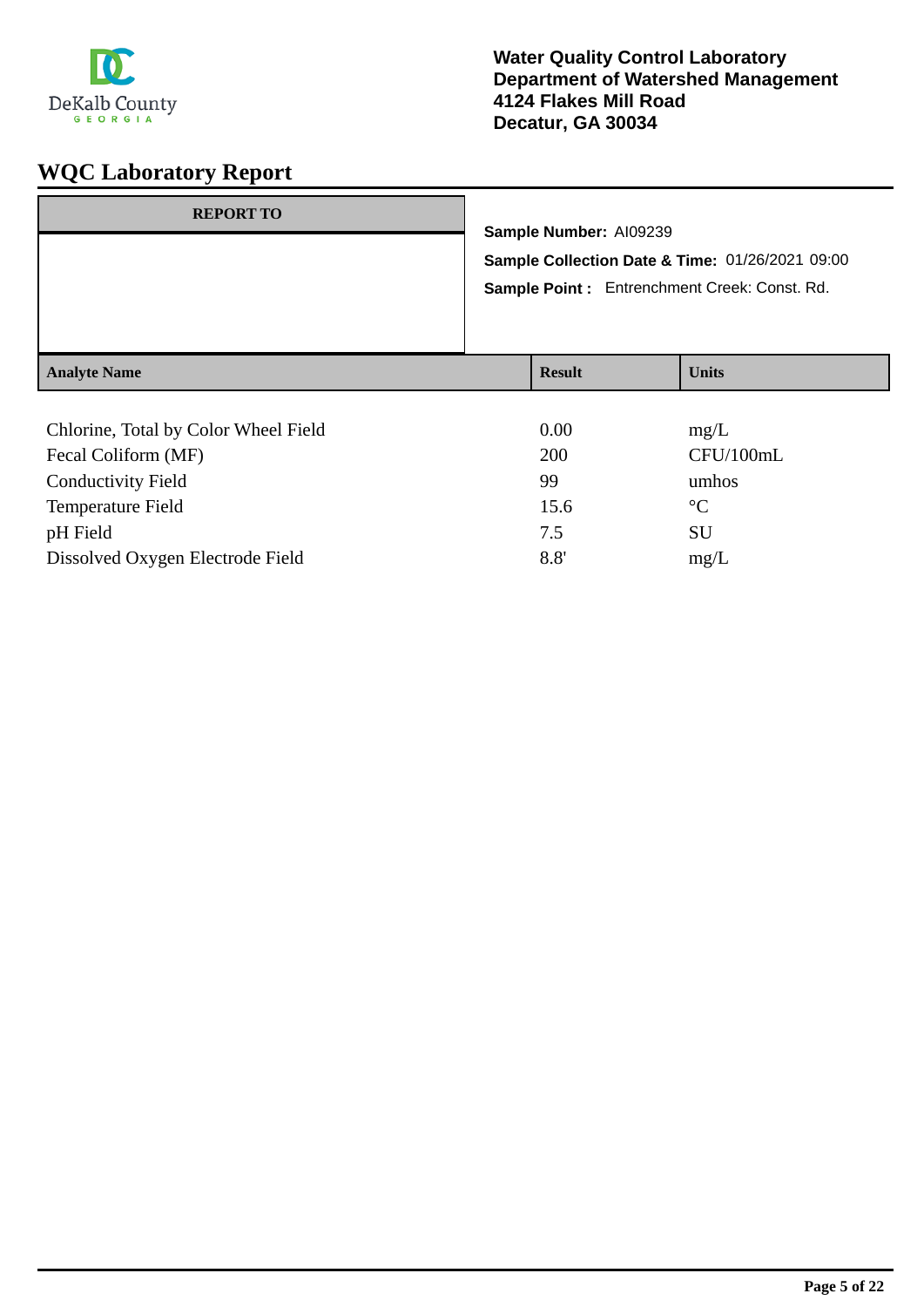Water Quality Control Laboratory
Department of Watershed Management
4124 Flakes Mill Road
Decatur, GA 30034

# WQC Laboratory Report

| REPORT TO |
| --- |
| |

**Sample Number:** AI09239

**Sample Collection Date & Time:** 01/26/2021 09:00

**Sample Point :** Entrenchment Creek: Const. Rd.

| Analyte Name | Result | Units |
| --- | --- | --- |
| Chlorine, Total by Color Wheel Field | 0.00 | mg/L |
| Fecal Coliform (MF) | 200 | CFU/100mL |
| Conductivity Field | 99 | umhos |
| Temperature Field | 15.6 | °C |
| pH Field | 7.5 | SU |
| Dissolved Oxygen Electrode Field | 8.8' | mg/L |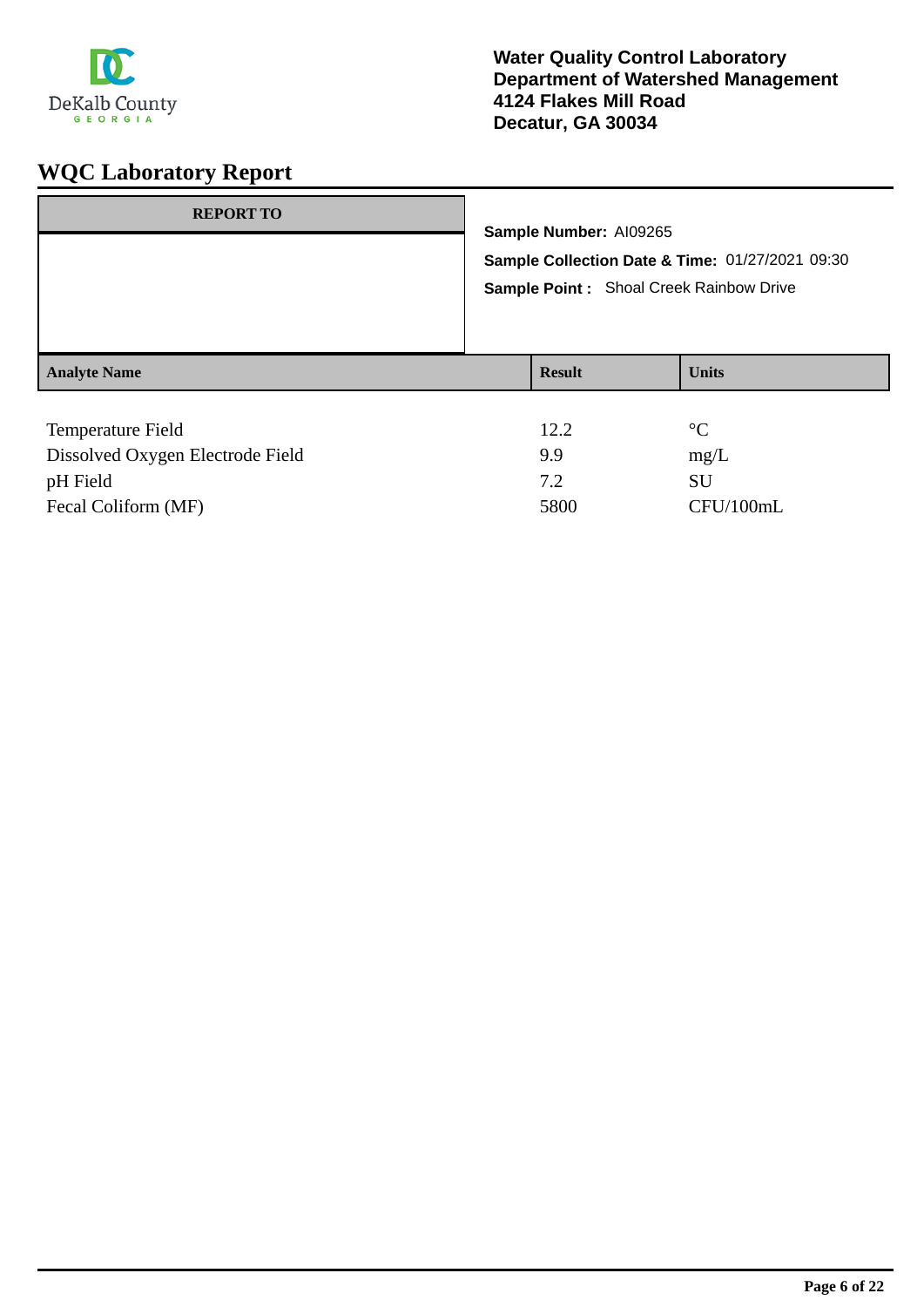DeKalb County
GEORGIA

**Water Quality Control Laboratory**
**Department of Watershed Management**
**4124 Flakes Mill Road**
**Decatur, GA 30034**

# WQC Laboratory Report

| REPORT TO |
| --- |
| |

**Sample Number:** AI09265

**Sample Collection Date & Time:** 01/27/2021 09:30

**Sample Point :** Shoal Creek Rainbow Drive

| Analyte Name | Result | Units |
| --- | --- | --- |
| Temperature Field | 12.2 | °C |
| Dissolved Oxygen Electrode Field | 9.9 | mg/L |
| pH Field | 7.2 | SU |
| Fecal Coliform (MF) | 5800 | CFU/100mL |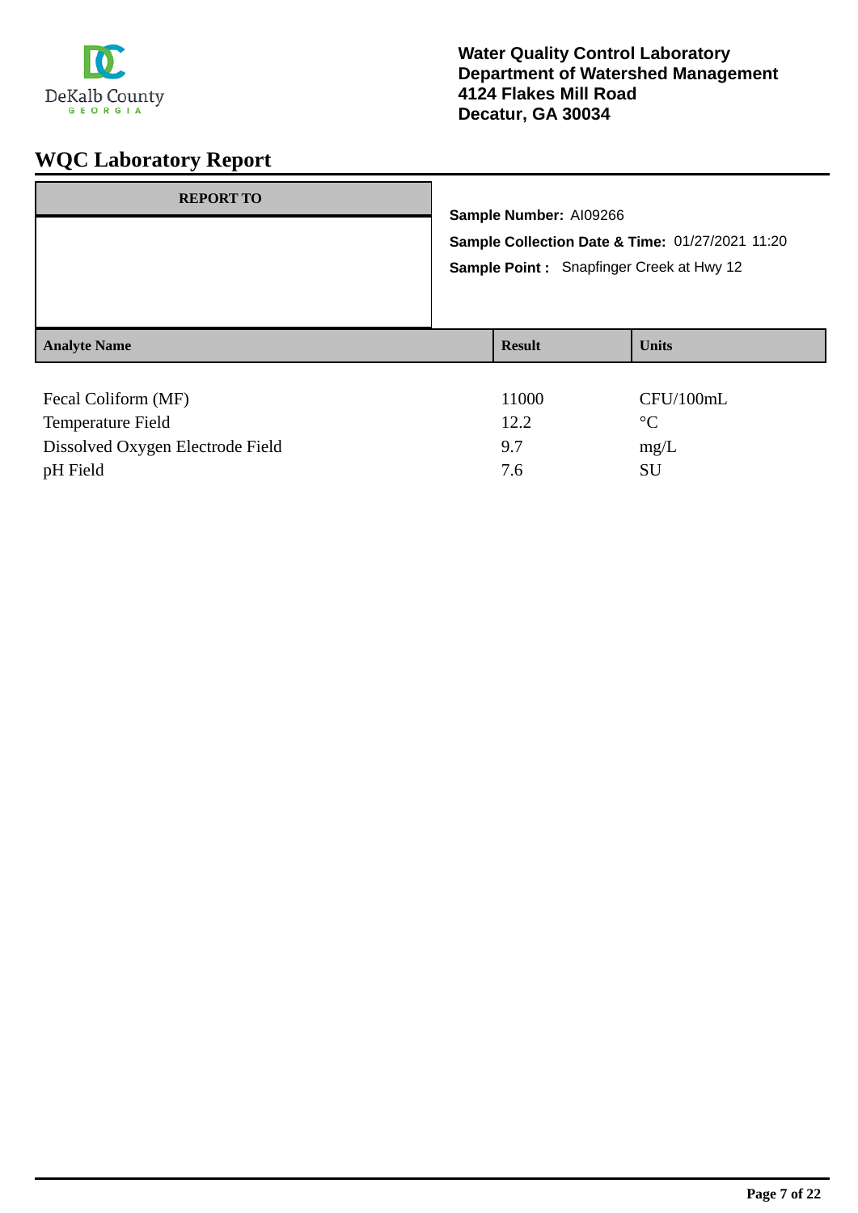**Water Quality Control Laboratory**
**Department of Watershed Management**
**4124 Flakes Mill Road**
**Decatur, GA 30034**

# WQC Laboratory Report

**REPORT TO**

**Sample Number:** AI09266

**Sample Collection Date & Time:** 01/27/2021 11:20

**Sample Point :** Snapfinger Creek at Hwy 12

| Analyte Name | Result | Units |
|---|---|---|
| Fecal Coliform (MF) | 11000 | CFU/100mL |
| Temperature Field | 12.2 | °C |
| Dissolved Oxygen Electrode Field | 9.7 | mg/L |
| pH Field | 7.6 | SU |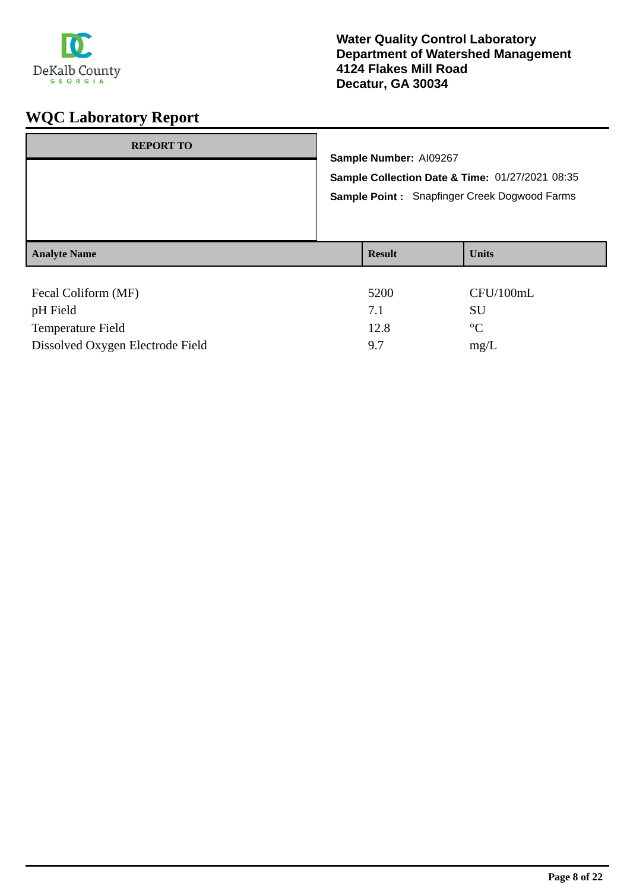DeKalb County
GEORGIA

**Water Quality Control Laboratory**
**Department of Watershed Management**
**4124 Flakes Mill Road**
**Decatur, GA 30034**

# WQC Laboratory Report

| REPORT TO |
|---|
| |

**Sample Number:** AI09267

**Sample Collection Date & Time:** 01/27/2021 08:35

**Sample Point :** Snapfinger Creek Dogwood Farms

| Analyte Name | Result | Units |
|---|---|---|
| Fecal Coliform (MF) | 5200 | CFU/100mL |
| pH Field | 7.1 | SU |
| Temperature Field | 12.8 | °C |
| Dissolved Oxygen Electrode Field | 9.7 | mg/L |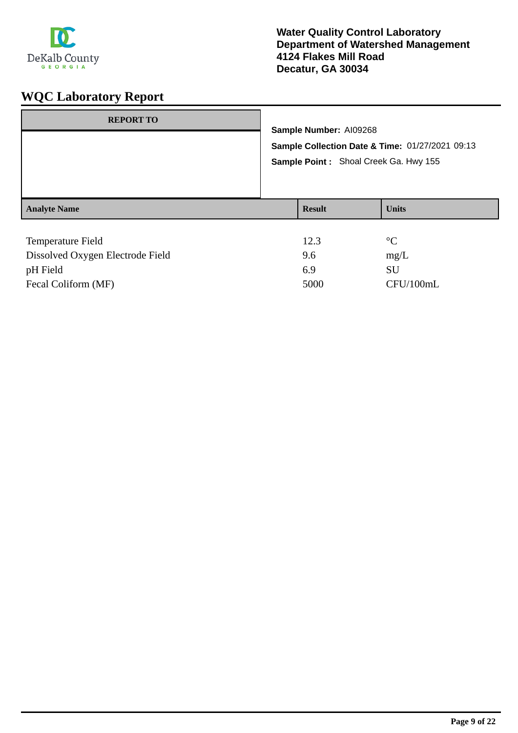Water Quality Control Laboratory
Department of Watershed Management
4124 Flakes Mill Road
Decatur, GA 30034

# WQC Laboratory Report

| REPORT TO |
|---|
| |

**Sample Number:** AI09268

**Sample Collection Date & Time:** 01/27/2021 09:13

**Sample Point :** Shoal Creek Ga. Hwy 155

| Analyte Name | Result | Units |
|---|---|---|
| Temperature Field | 12.3 | °C |
| Dissolved Oxygen Electrode Field | 9.6 | mg/L |
| pH Field | 6.9 | SU |
| Fecal Coliform (MF) | 5000 | CFU/100mL |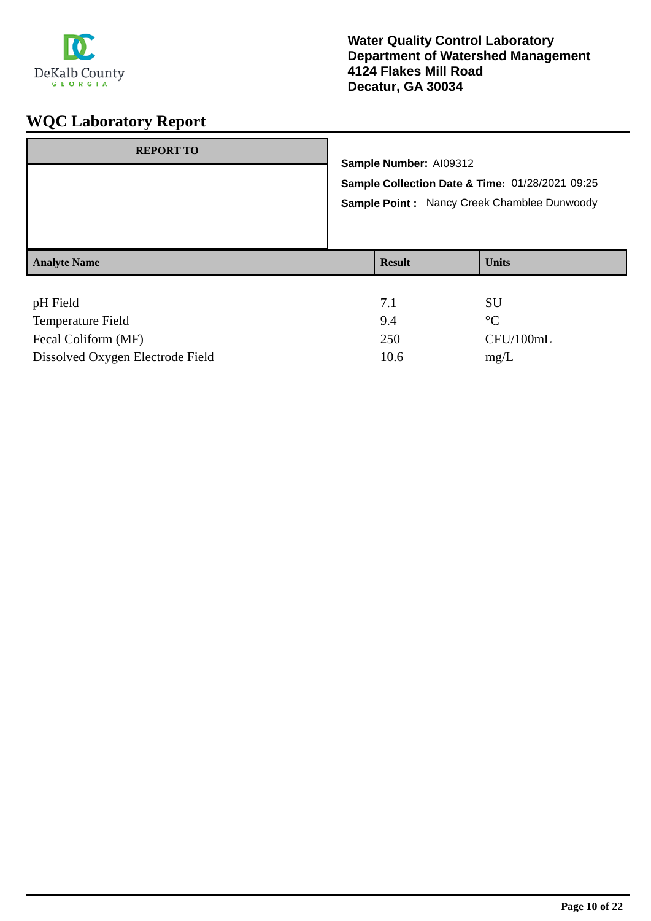Water Quality Control Laboratory
Department of Watershed Management
4124 Flakes Mill Road
Decatur, GA 30034

# WQC Laboratory Report

| REPORT TO |
| --- |
| |

**Sample Number:** AI09312

**Sample Collection Date & Time:** 01/28/2021 09:25

**Sample Point :** Nancy Creek Chamblee Dunwoody

| Analyte Name | Result | Units |
| --- | --- | --- |
| pH Field | 7.1 | SU |
| Temperature Field | 9.4 | °C |
| Fecal Coliform (MF) | 250 | CFU/100mL |
| Dissolved Oxygen Electrode Field | 10.6 | mg/L |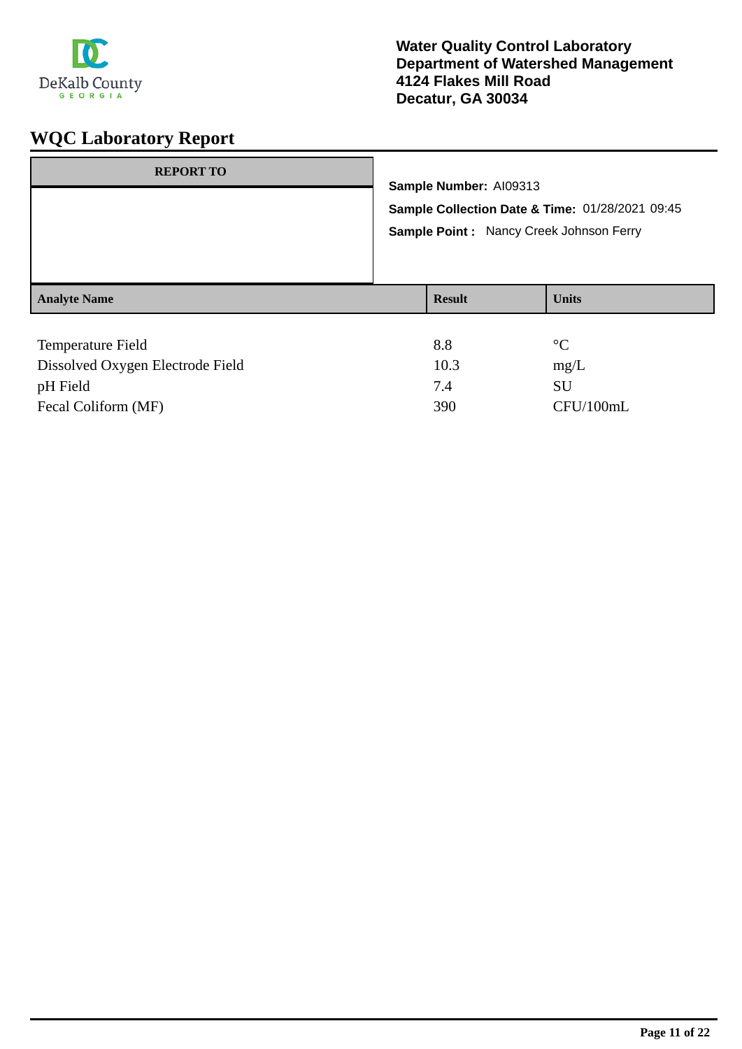Water Quality Control Laboratory
Department of Watershed Management
4124 Flakes Mill Road
Decatur, GA 30034

# WQC Laboratory Report

**REPORT TO**

**Sample Number:** AI09313

**Sample Collection Date & Time:** 01/28/2021 09:45

**Sample Point :** Nancy Creek Johnson Ferry

| Analyte Name | Result | Units |
|---|---|---|
| Temperature Field | 8.8 | °C |
| Dissolved Oxygen Electrode Field | 10.3 | mg/L |
| pH Field | 7.4 | SU |
| Fecal Coliform (MF) | 390 | CFU/100mL |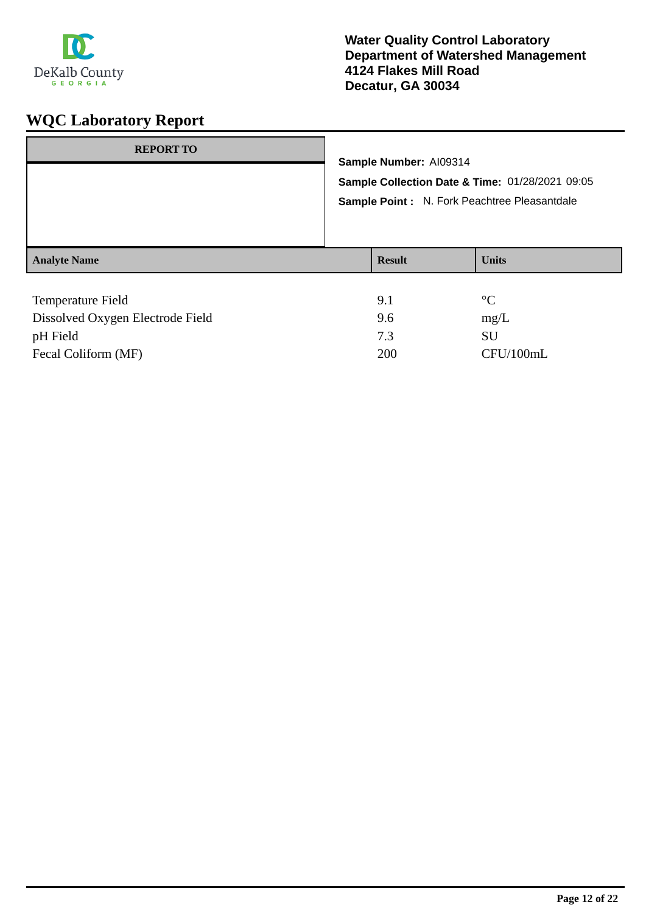Water Quality Control Laboratory
Department of Watershed Management
4124 Flakes Mill Road
Decatur, GA 30034

# WQC Laboratory Report

| REPORT TO |
| --- |
| |

**Sample Number:** AI09314

**Sample Collection Date & Time:** 01/28/2021 09:05

**Sample Point :** N. Fork Peachtree Pleasantdale

| Analyte Name | Result | Units |
| --- | --- | --- |
| Temperature Field | 9.1 | °C |
| Dissolved Oxygen Electrode Field | 9.6 | mg/L |
| pH Field | 7.3 | SU |
| Fecal Coliform (MF) | 200 | CFU/100mL |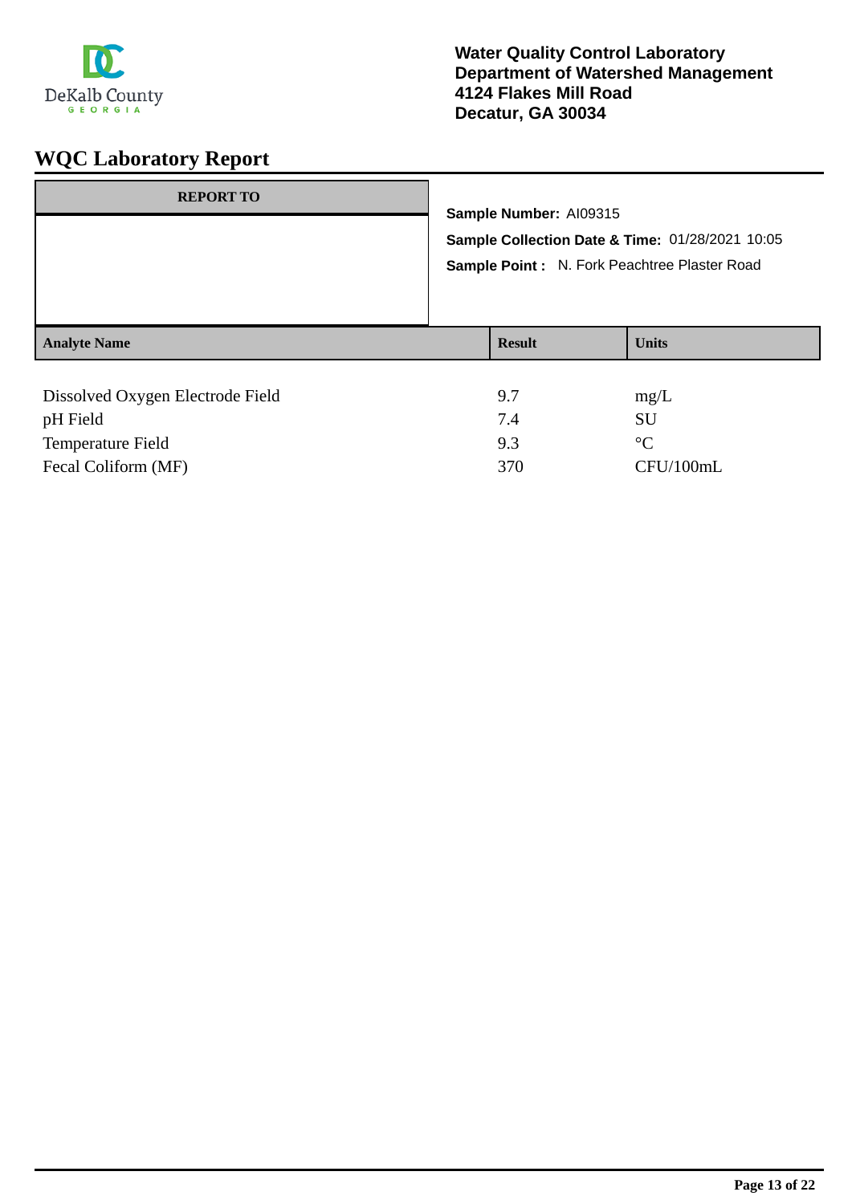**Water Quality Control Laboratory**
**Department of Watershed Management**
**4124 Flakes Mill Road**
**Decatur, GA 30034**

# WQC Laboratory Report

| REPORT TO |
| --- |
| |

**Sample Number:** AI09315

**Sample Collection Date & Time:** 01/28/2021 10:05

**Sample Point :** N. Fork Peachtree Plaster Road

| Analyte Name | Result | Units |
| --- | --- | --- |
| Dissolved Oxygen Electrode Field | 9.7 | mg/L |
| pH Field | 7.4 | SU |
| Temperature Field | 9.3 | °C |
| Fecal Coliform (MF) | 370 | CFU/100mL |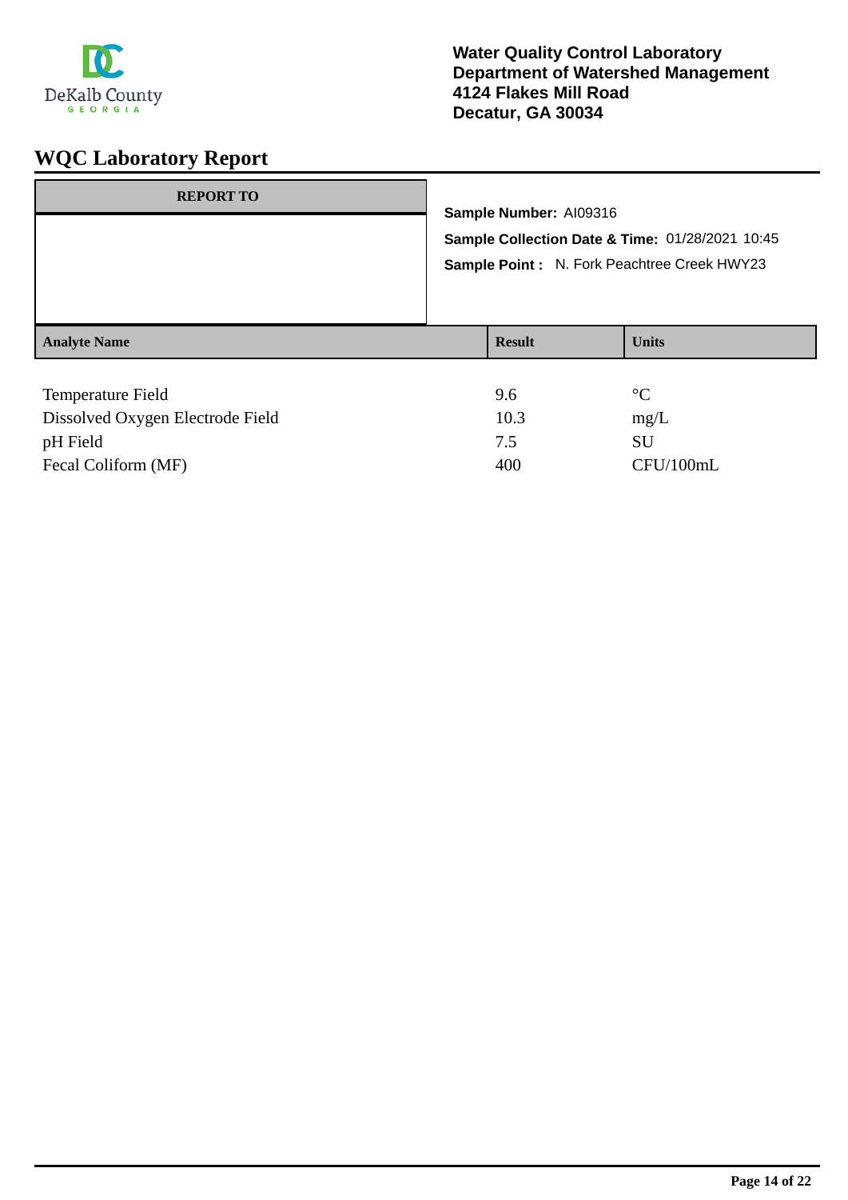Water Quality Control Laboratory
Department of Watershed Management
4124 Flakes Mill Road
Decatur, GA 30034

# WQC Laboratory Report

**REPORT TO**

**Sample Number:** AI09316

**Sample Collection Date & Time:** 01/28/2021 10:45

**Sample Point :** N. Fork Peachtree Creek HWY23

| Analyte Name | Result | Units |
|---|---|---|
| Temperature Field | 9.6 | °C |
| Dissolved Oxygen Electrode Field | 10.3 | mg/L |
| pH Field | 7.5 | SU |
| Fecal Coliform (MF) | 400 | CFU/100mL |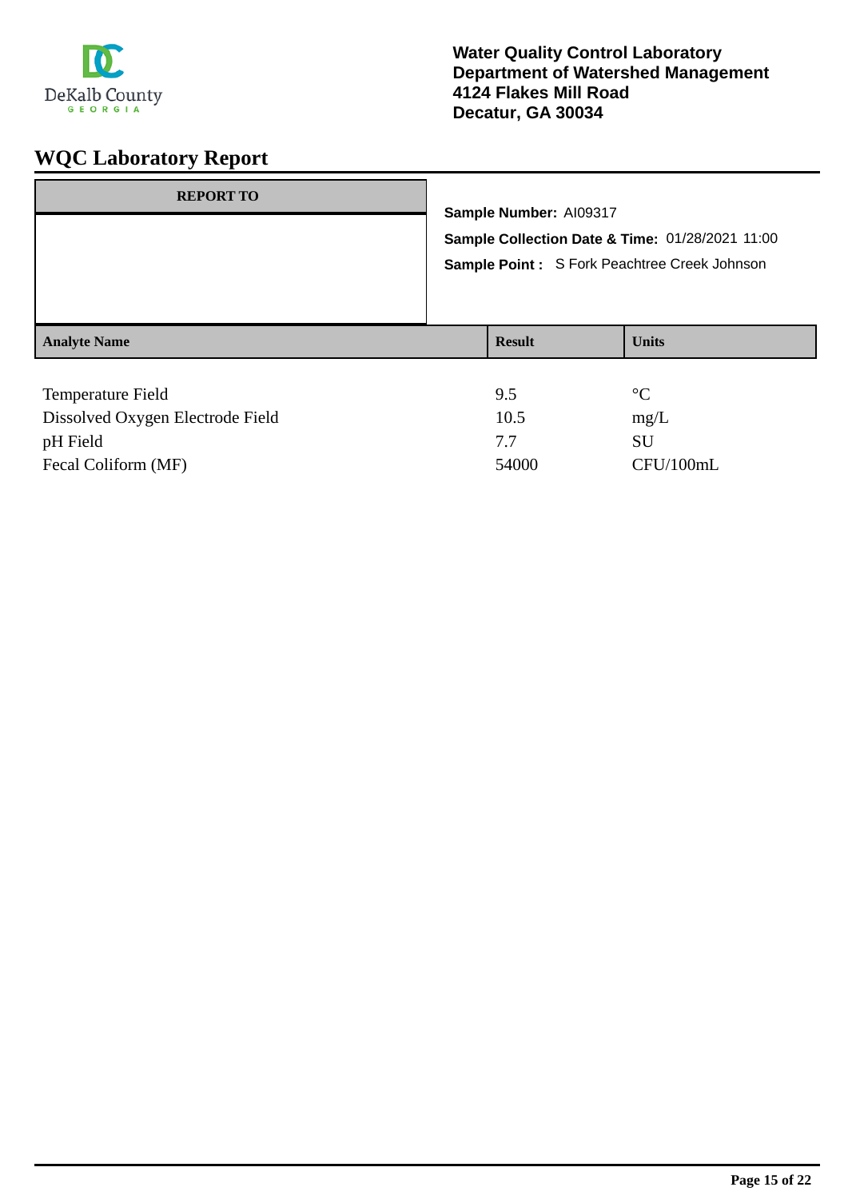**Water Quality Control Laboratory**
**Department of Watershed Management**
**4124 Flakes Mill Road**
**Decatur, GA 30034**

# WQC Laboratory Report

| REPORT TO |
| --- |
| |

**Sample Number:** AI09317

**Sample Collection Date & Time:** 01/28/2021 11:00

**Sample Point :** S Fork Peachtree Creek Johnson

| Analyte Name | Result | Units |
| --- | --- | --- |
| Temperature Field | 9.5 | °C |
| Dissolved Oxygen Electrode Field | 10.5 | mg/L |
| pH Field | 7.7 | SU |
| Fecal Coliform (MF) | 54000 | CFU/100mL |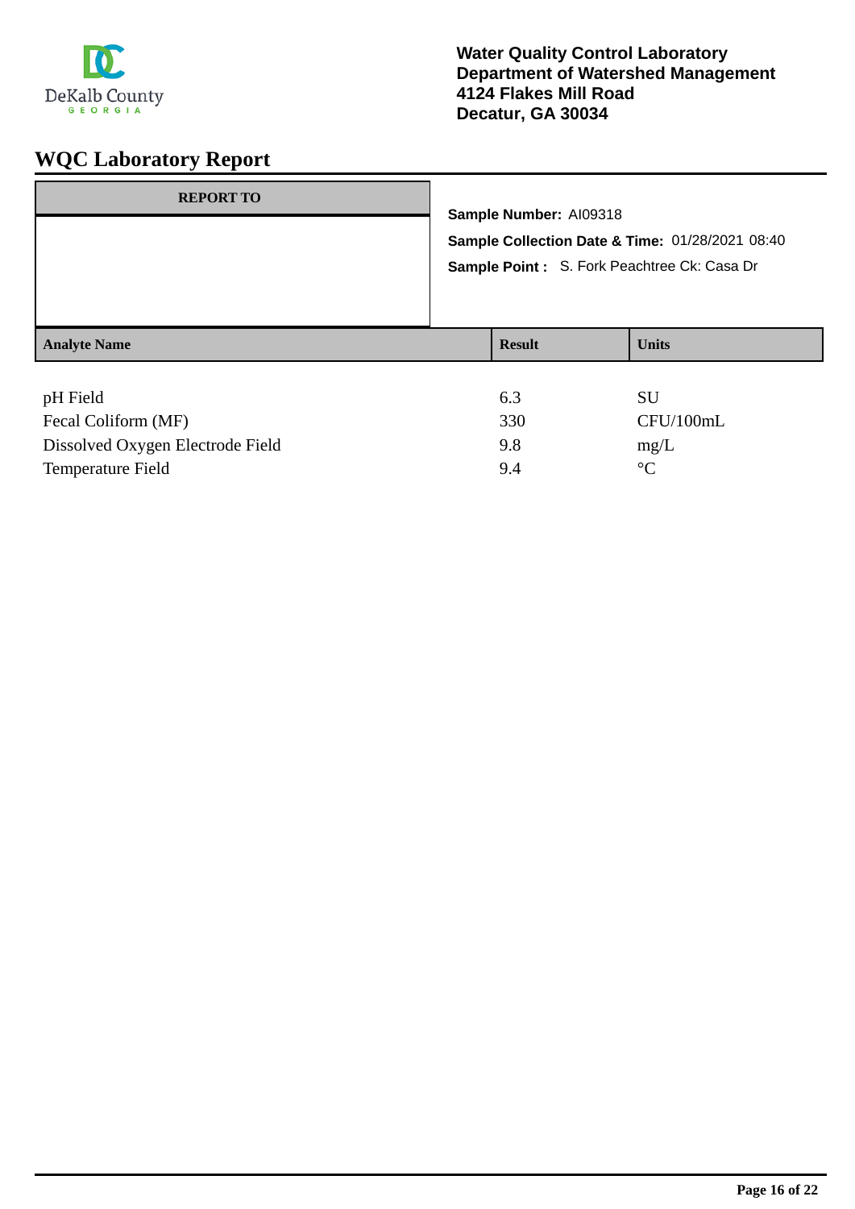**Water Quality Control Laboratory**
**Department of Watershed Management**
**4124 Flakes Mill Road**
**Decatur, GA 30034**

# WQC Laboratory Report

| REPORT TO |
| --- |
| |

**Sample Number:** AI09318

**Sample Collection Date & Time:** 01/28/2021 08:40

**Sample Point :** S. Fork Peachtree Ck: Casa Dr

| Analyte Name | Result | Units |
| --- | --- | --- |
| pH Field | 6.3 | SU |
| Fecal Coliform (MF) | 330 | CFU/100mL |
| Dissolved Oxygen Electrode Field | 9.8 | mg/L |
| Temperature Field | 9.4 | °C |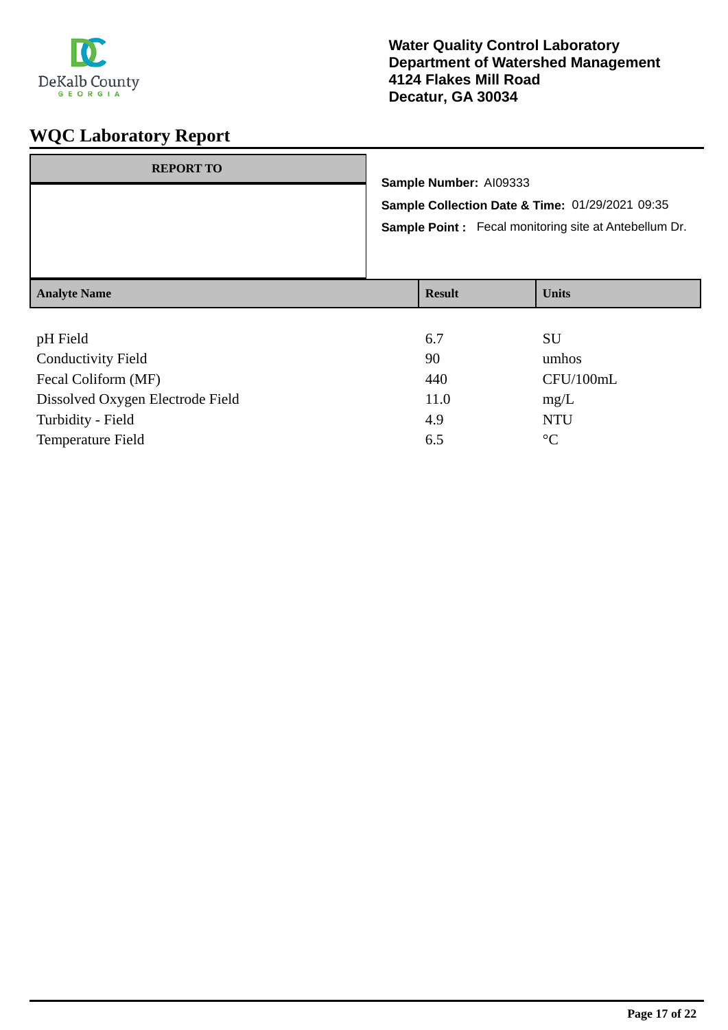DeKalb County
GEORGIA

**Water Quality Control Laboratory**
**Department of Watershed Management**
**4124 Flakes Mill Road**
**Decatur, GA 30034**

# WQC Laboratory Report

| REPORT TO |
| --- |
| |

**Sample Number:** AI09333

**Sample Collection Date & Time:** 01/29/2021 09:35

**Sample Point :** Fecal monitoring site at Antebellum Dr.

| Analyte Name | Result | Units |
| --- | --- | --- |
| pH Field | 6.7 | SU |
| Conductivity Field | 90 | umhos |
| Fecal Coliform (MF) | 440 | CFU/100mL |
| Dissolved Oxygen Electrode Field | 11.0 | mg/L |
| Turbidity - Field | 4.9 | NTU |
| Temperature Field | 6.5 | °C |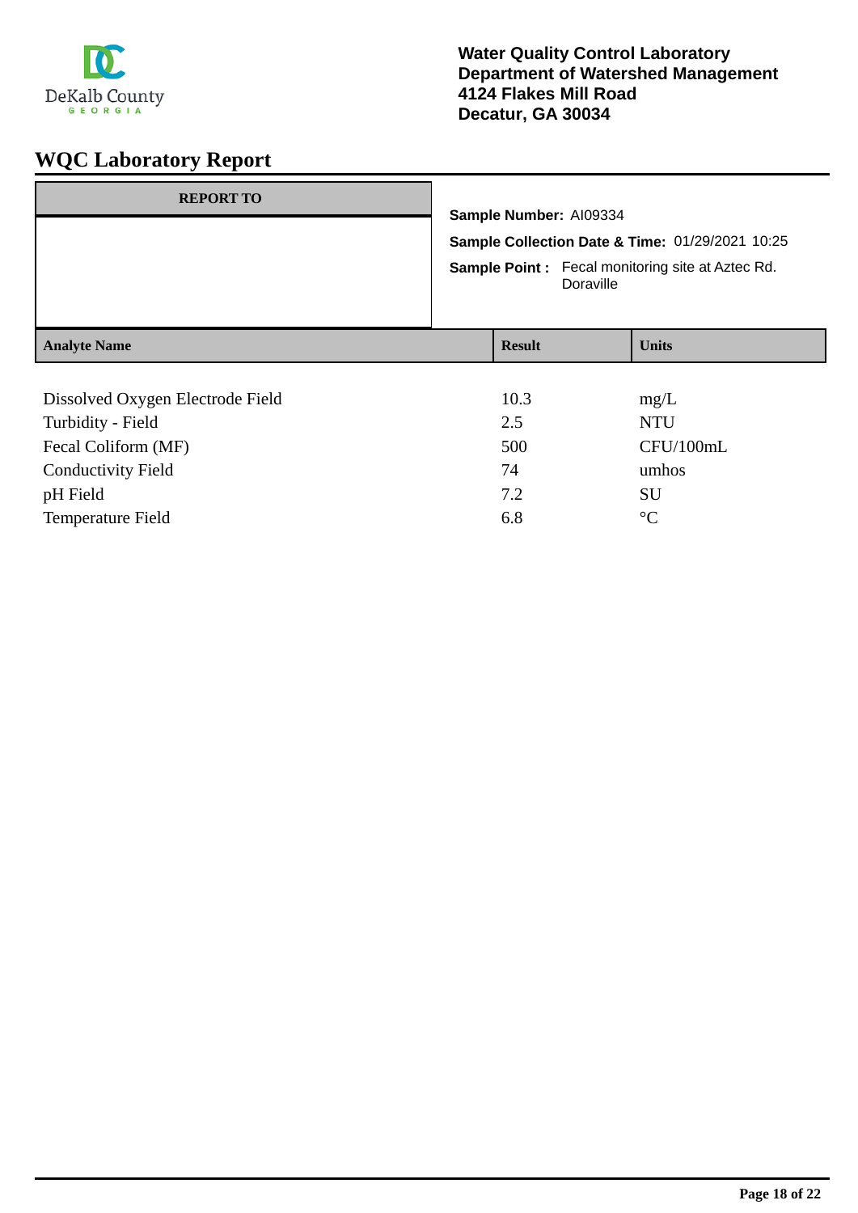Water Quality Control Laboratory
Department of Watershed Management
4124 Flakes Mill Road
Decatur, GA 30034

# WQC Laboratory Report

**REPORT TO**

**Sample Number:** AI09334

**Sample Collection Date & Time:** 01/29/2021 10:25

**Sample Point :** Fecal monitoring site at Aztec Rd. Doraville

| Analyte Name | Result | Units |
|---|---|---|
| Dissolved Oxygen Electrode Field | 10.3 | mg/L |
| Turbidity - Field | 2.5 | NTU |
| Fecal Coliform (MF) | 500 | CFU/100mL |
| Conductivity Field | 74 | umhos |
| pH Field | 7.2 | SU |
| Temperature Field | 6.8 | °C |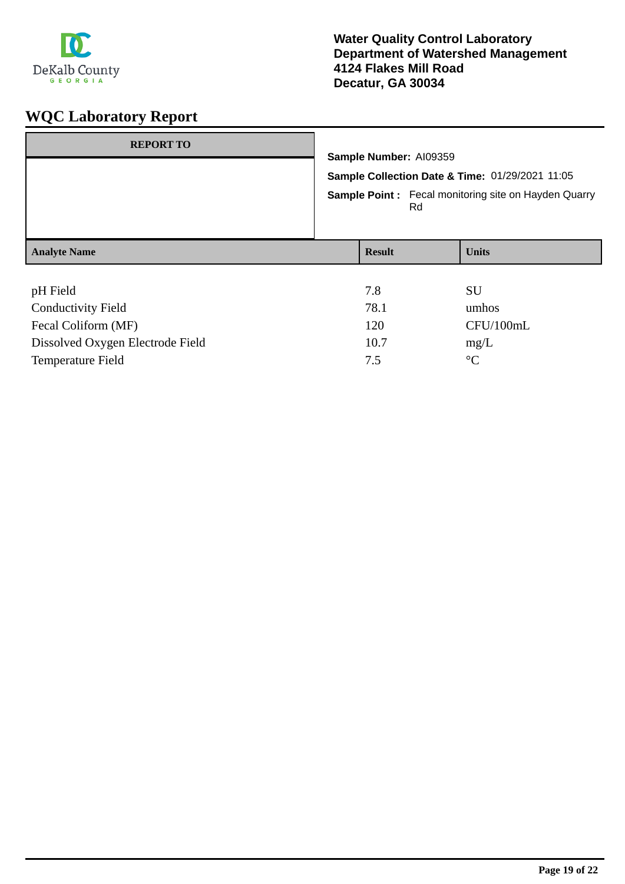DeKalb County GEORGIA

**Water Quality Control Laboratory**
**Department of Watershed Management**
**4124 Flakes Mill Road**
**Decatur, GA 30034**

# WQC Laboratory Report

| REPORT TO |
|---|
| |

**Sample Number:** AI09359

**Sample Collection Date & Time:** 01/29/2021 11:05

**Sample Point :** Fecal monitoring site on Hayden Quarry Rd

| Analyte Name | Result | Units |
|---|---|---|
| pH Field | 7.8 | SU |
| Conductivity Field | 78.1 | umhos |
| Fecal Coliform (MF) | 120 | CFU/100mL |
| Dissolved Oxygen Electrode Field | 10.7 | mg/L |
| Temperature Field | 7.5 | °C |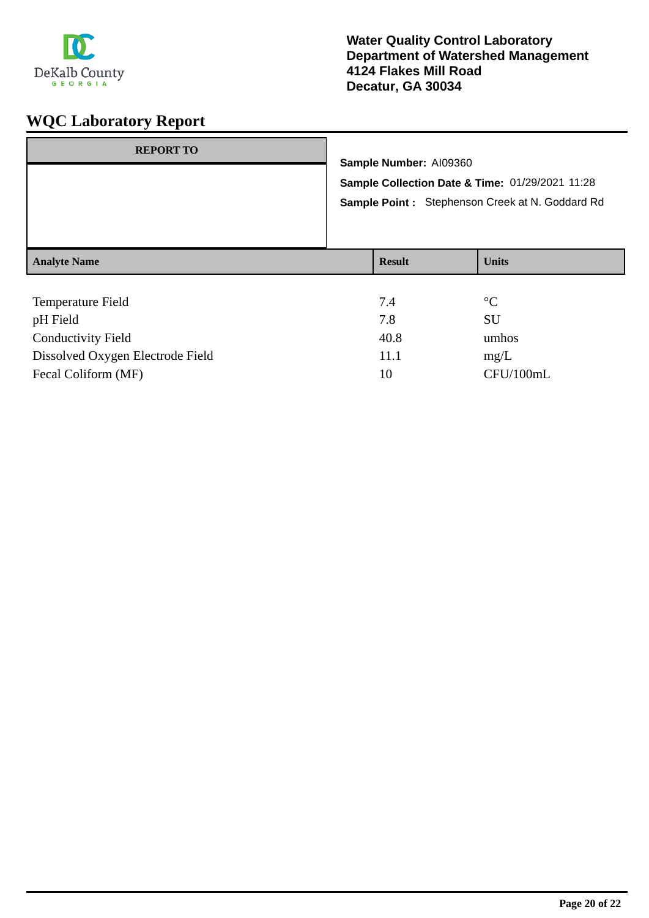Water Quality Control Laboratory
Department of Watershed Management
4124 Flakes Mill Road
Decatur, GA 30034

# WQC Laboratory Report

**REPORT TO**

**Sample Number:** AI09360

**Sample Collection Date & Time:** 01/29/2021 11:28

**Sample Point :** Stephenson Creek at N. Goddard Rd

| Analyte Name | Result | Units |
| --- | --- | --- |
| Temperature Field | 7.4 | °C |
| pH Field | 7.8 | SU |
| Conductivity Field | 40.8 | umhos |
| Dissolved Oxygen Electrode Field | 11.1 | mg/L |
| Fecal Coliform (MF) | 10 | CFU/100mL |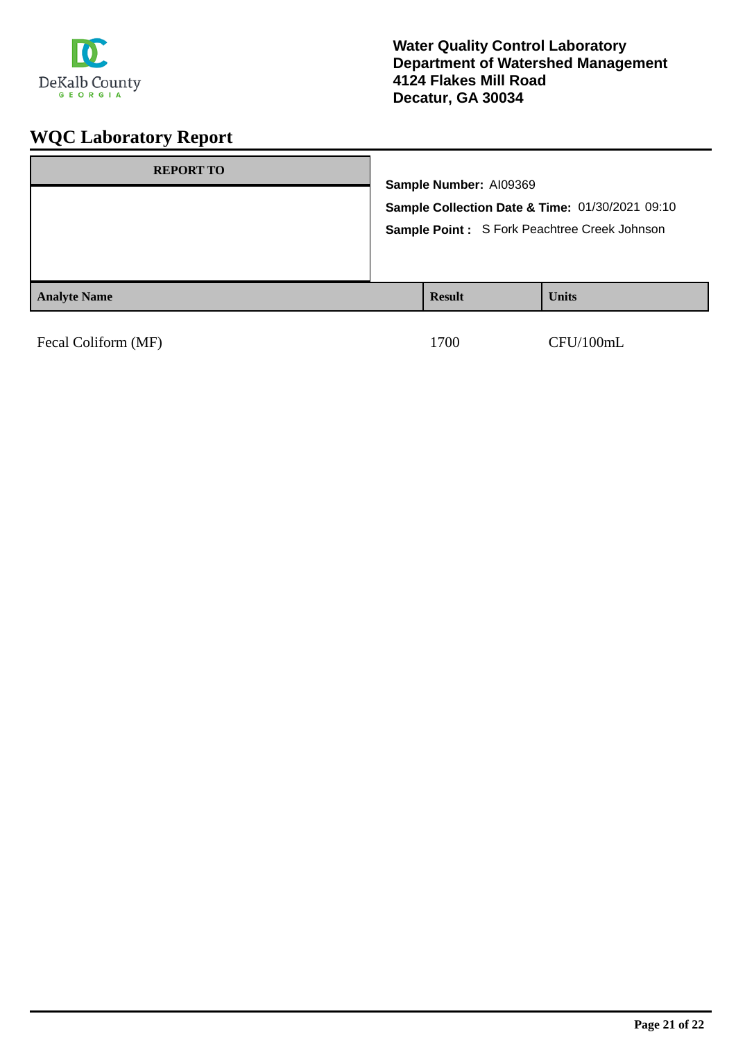**Water Quality Control Laboratory**
**Department of Watershed Management**
**4124 Flakes Mill Road**
**Decatur, GA 30034**

# WQC Laboratory Report

| REPORT TO | |
|---|---|
| | **Sample Number:** AI09369 |
| | **Sample Collection Date & Time:** 01/30/2021 09:10 |
| | **Sample Point :** S Fork Peachtree Creek Johnson |

| Analyte Name | Result | Units |
|---|---|---|
| Fecal Coliform (MF) | 1700 | CFU/100mL |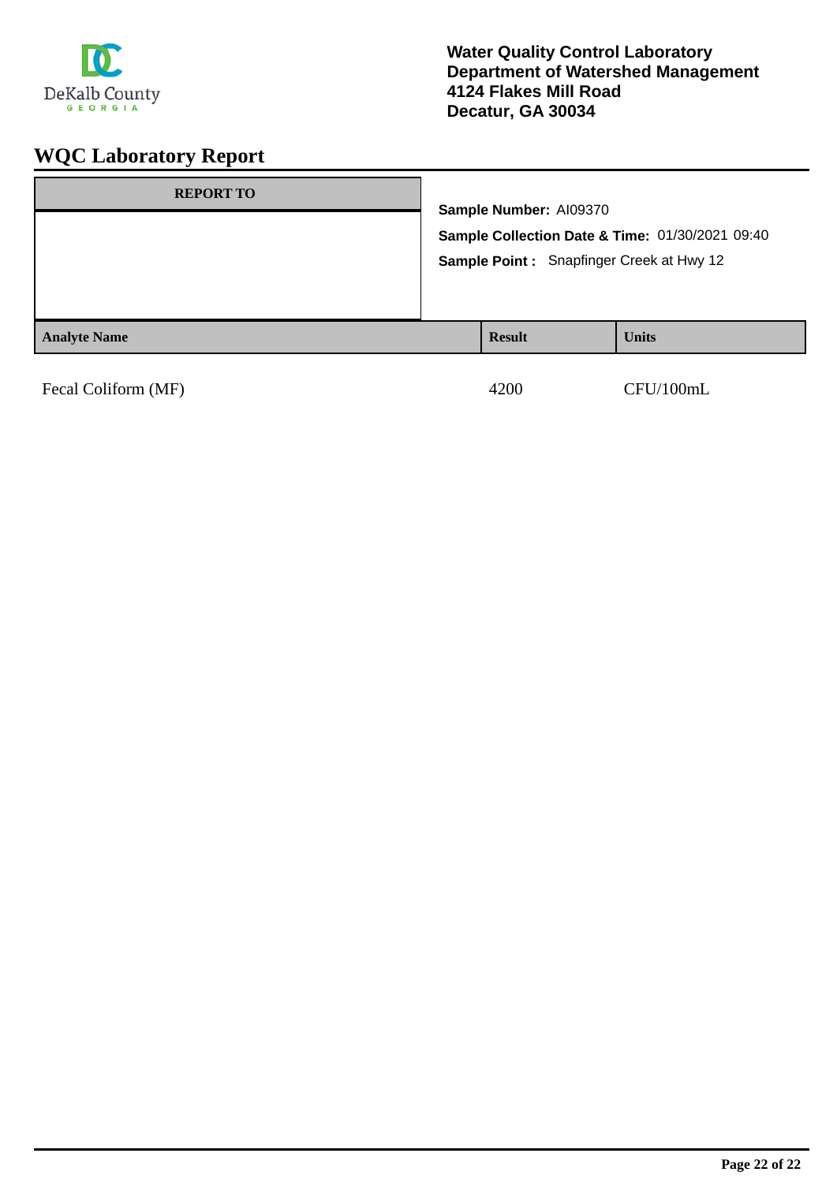Water Quality Control Laboratory
Department of Watershed Management
4124 Flakes Mill Road
Decatur, GA 30034

# WQC Laboratory Report

**REPORT TO**

**Sample Number:** AI09370
**Sample Collection Date & Time:** 01/30/2021 09:40
**Sample Point :** Snapfinger Creek at Hwy 12

| Analyte Name | Result | Units |
|---|---|---|
| Fecal Coliform (MF) | 4200 | CFU/100mL |